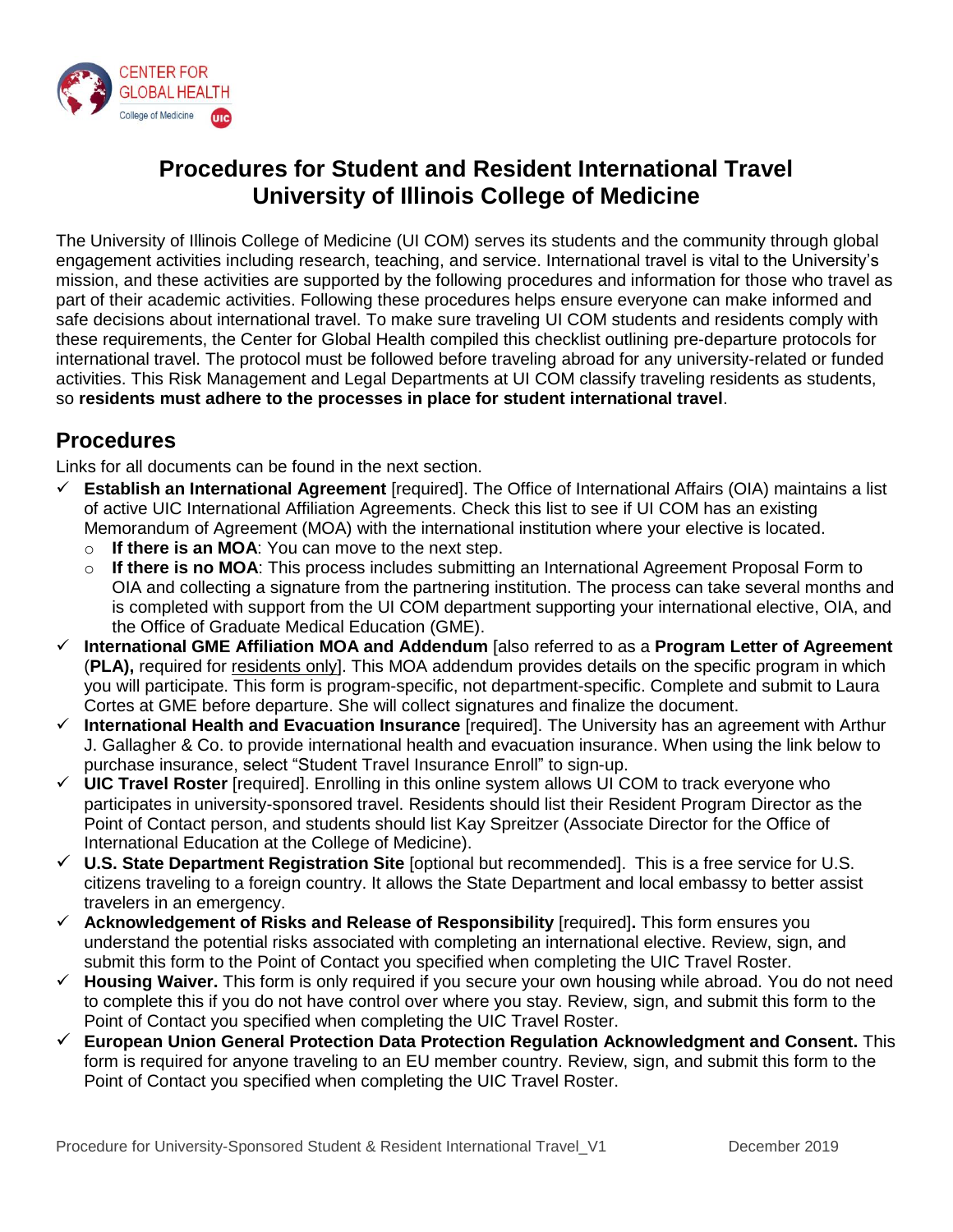# Procedures for Student and Resident International Travel
# University of Illinois College of Medicine

The University of Illinois College of Medicine (UI COM) serves its students and the community through global engagement activities including research, teaching, and service. International travel is vital to the University's mission, and these activities are supported by the following procedures and information for those who travel as part of their academic activities. Following these procedures helps ensure everyone can make informed and safe decisions about international travel. To make sure traveling UI COM students and residents comply with these requirements, the Center for Global Health compiled this checklist outlining pre-departure protocols for international travel. The protocol must be followed before traveling abroad for any university-related or funded activities. This Risk Management and Legal Departments at UI COM classify traveling residents as students, so **residents must adhere to the processes in place for student international travel**.

## Procedures

Links for all documents can be found in the next section.

- ✓ **Establish an International Agreement** [required]. The Office of International Affairs (OIA) maintains a list of active UIC International Affiliation Agreements. Check this list to see if UI COM has an existing Memorandum of Agreement (MOA) with the international institution where your elective is located.
  - **If there is an MOA**: You can move to the next step.
  - **If there is no MOA**: This process includes submitting an International Agreement Proposal Form to OIA and collecting a signature from the partnering institution. The process can take several months and is completed with support from the UI COM department supporting your international elective, OIA, and the Office of Graduate Medical Education (GME).
- ✓ **International GME Affiliation MOA and Addendum** [also referred to as a **Program Letter of Agreement** (**PLA),** required for residents only]. This MOA addendum provides details on the specific program in which you will participate. This form is program-specific, not department-specific. Complete and submit to Laura Cortes at GME before departure. She will collect signatures and finalize the document.
- ✓ **International Health and Evacuation Insurance** [required]. The University has an agreement with Arthur J. Gallagher & Co. to provide international health and evacuation insurance. When using the link below to purchase insurance, select "Student Travel Insurance Enroll" to sign-up.
- ✓ **UIC Travel Roster** [required]. Enrolling in this online system allows UI COM to track everyone who participates in university-sponsored travel. Residents should list their Resident Program Director as the Point of Contact person, and students should list Kay Spreitzer (Associate Director for the Office of International Education at the College of Medicine).
- ✓ **U.S. State Department Registration Site** [optional but recommended]. This is a free service for U.S. citizens traveling to a foreign country. It allows the State Department and local embassy to better assist travelers in an emergency.
- ✓ **Acknowledgement of Risks and Release of Responsibility** [required]**.** This form ensures you understand the potential risks associated with completing an international elective. Review, sign, and submit this form to the Point of Contact you specified when completing the UIC Travel Roster.
- ✓ **Housing Waiver.** This form is only required if you secure your own housing while abroad. You do not need to complete this if you do not have control over where you stay. Review, sign, and submit this form to the Point of Contact you specified when completing the UIC Travel Roster.
- ✓ **European Union General Protection Data Protection Regulation Acknowledgment and Consent.** This form is required for anyone traveling to an EU member country. Review, sign, and submit this form to the Point of Contact you specified when completing the UIC Travel Roster.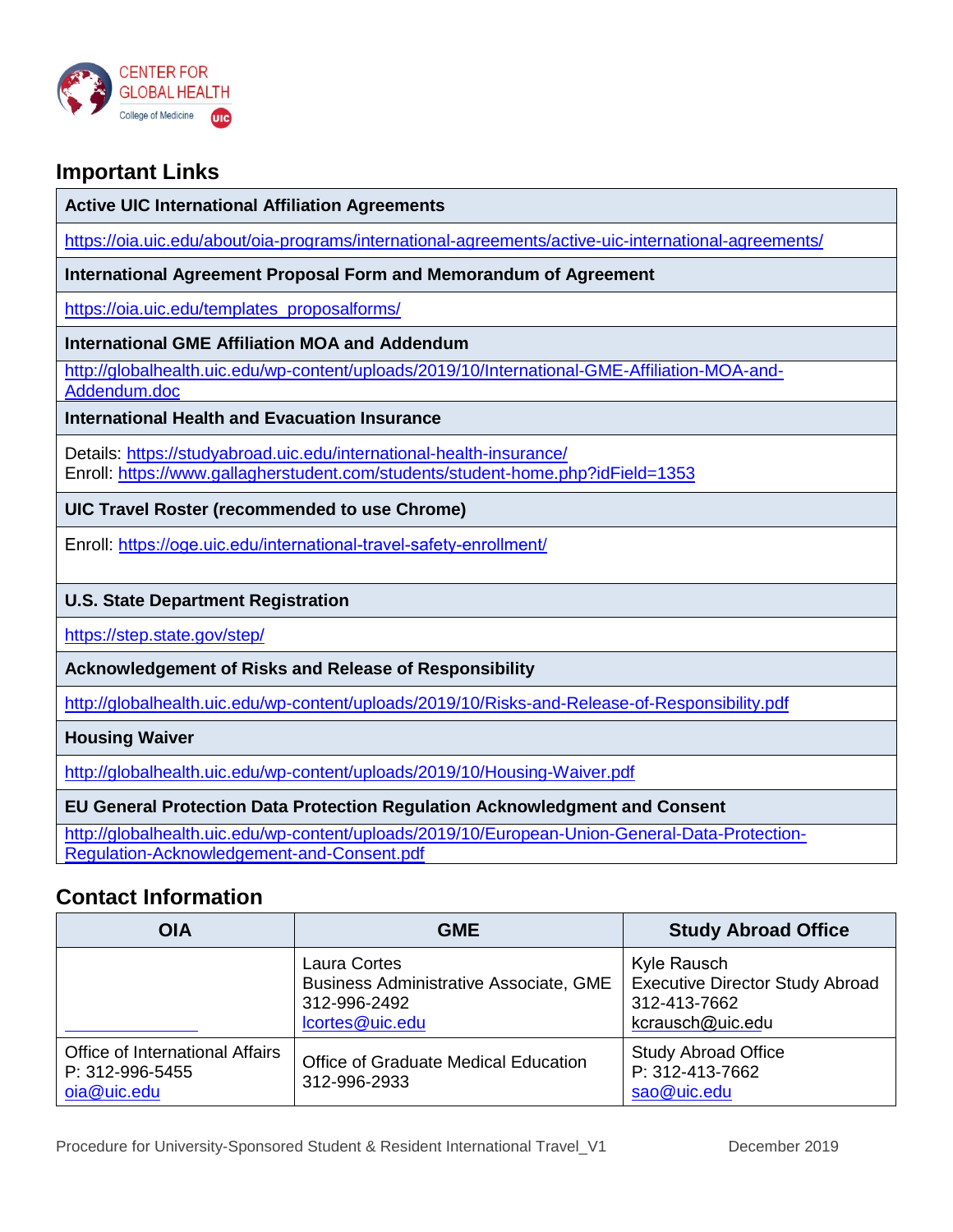## Important Links

| Active UIC International Affiliation Agreements |
|---|
| https://oia.uic.edu/about/oia-programs/international-agreements/active-uic-international-agreements/ |
| **International Agreement Proposal Form and Memorandum of Agreement** |
| https://oia.uic.edu/templates_proposalforms/ |
| **International GME Affiliation MOA and Addendum** |
| http://globalhealth.uic.edu/wp-content/uploads/2019/10/International-GME-Affiliation-MOA-and-Addendum.doc |
| **International Health and Evacuation Insurance** |
| Details: https://studyabroad.uic.edu/international-health-insurance/<br>Enroll: https://www.gallagherstudent.com/students/student-home.php?idField=1353 |
| **UIC Travel Roster (recommended to use Chrome)** |
| Enroll: https://oge.uic.edu/international-travel-safety-enrollment/ |
| **U.S. State Department Registration** |
| https://step.state.gov/step/ |
| **Acknowledgement of Risks and Release of Responsibility** |
| http://globalhealth.uic.edu/wp-content/uploads/2019/10/Risks-and-Release-of-Responsibility.pdf |
| **Housing Waiver** |
| http://globalhealth.uic.edu/wp-content/uploads/2019/10/Housing-Waiver.pdf |
| **EU General Protection Data Protection Regulation Acknowledgment and Consent** |
| http://globalhealth.uic.edu/wp-content/uploads/2019/10/European-Union-General-Data-Protection-Regulation-Acknowledgement-and-Consent.pdf |

## Contact Information

| OIA | GME | Study Abroad Office |
|---|---|---|
| | Laura Cortes<br>Business Administrative Associate, GME<br>312-996-2492<br>lcortes@uic.edu | Kyle Rausch<br>Executive Director Study Abroad<br>312-413-7662<br>kcrausch@uic.edu |
| Office of International Affairs<br>P: 312-996-5455<br>oia@uic.edu | Office of Graduate Medical Education<br>312-996-2933 | Study Abroad Office<br>P: 312-413-7662<br>sao@uic.edu |

Procedure for University-Sponsored Student & Resident International Travel_V1 December 2019